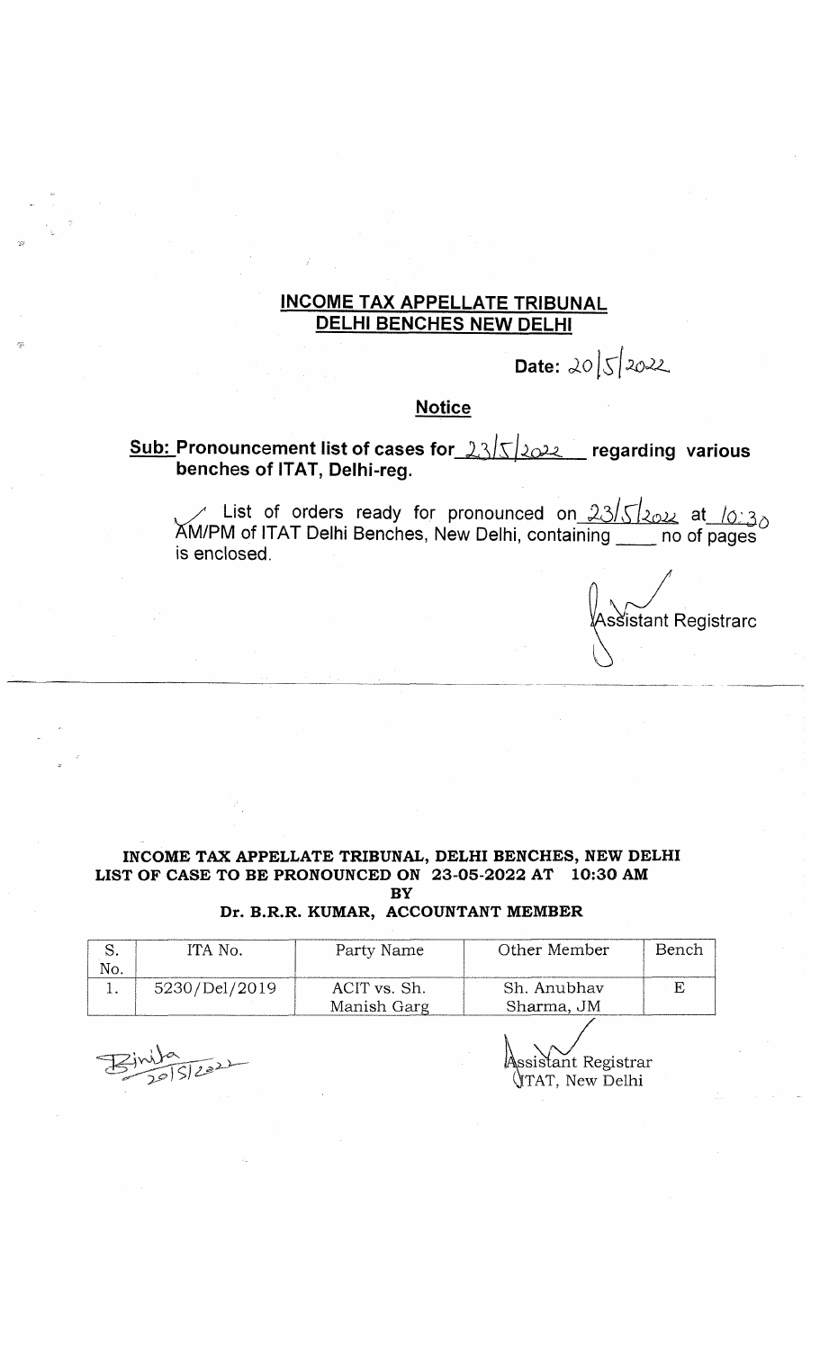**INCOME TAX APPELLATE TRIBUNAL**
**DELHI BENCHES NEW DELHI**

**Date: 20/5/2022**

**Notice**

**Sub: Pronouncement list of cases for 23/5/2022 regarding various benches of ITAT, Delhi-reg.**

List of orders ready for pronounced on 23/5/2022 at 10:30 AM/PM of ITAT Delhi Benches, New Delhi, containing \_\_\_\_ no of pages is enclosed.

Assistant Registrarc

---

**INCOME TAX APPELLATE TRIBUNAL, DELHI BENCHES, NEW DELHI**
**LIST OF CASE TO BE PRONOUNCED ON 23-05-2022 AT 10:30 AM**
**BY**
**Dr. B.R.R. KUMAR, ACCOUNTANT MEMBER**

| S. No. | ITA No. | Party Name | Other Member | Bench |
|---|---|---|---|---|
| 1. | 5230/Del/2019 | ACIT vs. Sh. Manish Garg | Sh. Anubhav Sharma, JM | E |

Binita 20/5/2022

Assistant Registrar
ITAT, New Delhi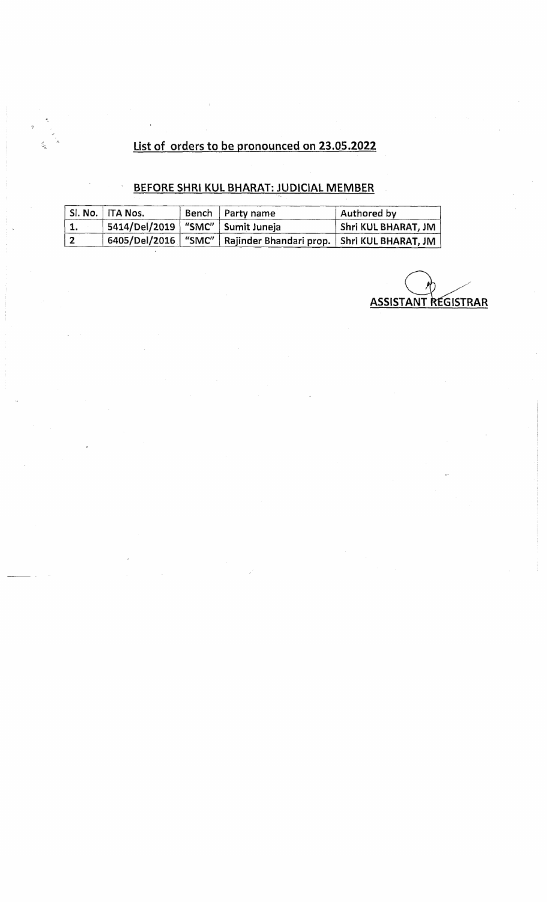## List of orders to be pronounced on 23.05.2022

### BEFORE SHRI KUL BHARAT: JUDICIAL MEMBER

| Sl. No. | ITA Nos. | Bench | Party name | Authored by |
|---|---|---|---|---|
| 1. | 5414/Del/2019 | "SMC" | Sumit Juneja | Shri KUL BHARAT, JM |
| 2 | 6405/Del/2016 | "SMC" | Rajinder Bhandari prop. | Shri KUL BHARAT, JM |

ASSISTANT REGISTRAR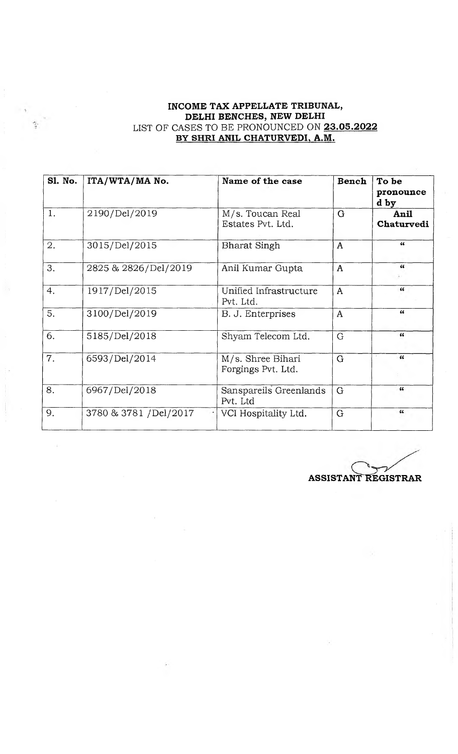**INCOME TAX APPELLATE TRIBUNAL,**
**DELHI BENCHES, NEW DELHI**
LIST OF CASES TO BE PRONOUNCED ON **23.05.2022**
**BY SHRI ANIL CHATURVEDI, A.M.**

| Sl. No. | ITA/WTA/MA No. | Name of the case | Bench | To be pronounced by |
|---|---|---|---|---|
| 1. | 2190/Del/2019 | M/s. Toucan Real Estates Pvt. Ltd. | G | **Anil Chaturvedi** |
| 2. | 3015/Del/2015 | Bharat Singh | A | " |
| 3. | 2825 & 2826/Del/2019 | Anil Kumar Gupta | A | " |
| 4. | 1917/Del/2015 | Unified Infrastructure Pvt. Ltd. | A | " |
| 5. | 3100/Del/2019 | B. J. Enterprises | A | " |
| 6. | 5185/Del/2018 | Shyam Telecom Ltd. | G | " |
| 7. | 6593/Del/2014 | M/s. Shree Bihari Forgings Pvt. Ltd. | G | " |
| 8. | 6967/Del/2018 | Sanspareils Greenlands Pvt. Ltd | G | " |
| 9. | 3780 & 3781 /Del/2017 | VCI Hospitality Ltd. | G | " |

**ASSISTANT REGISTRAR**